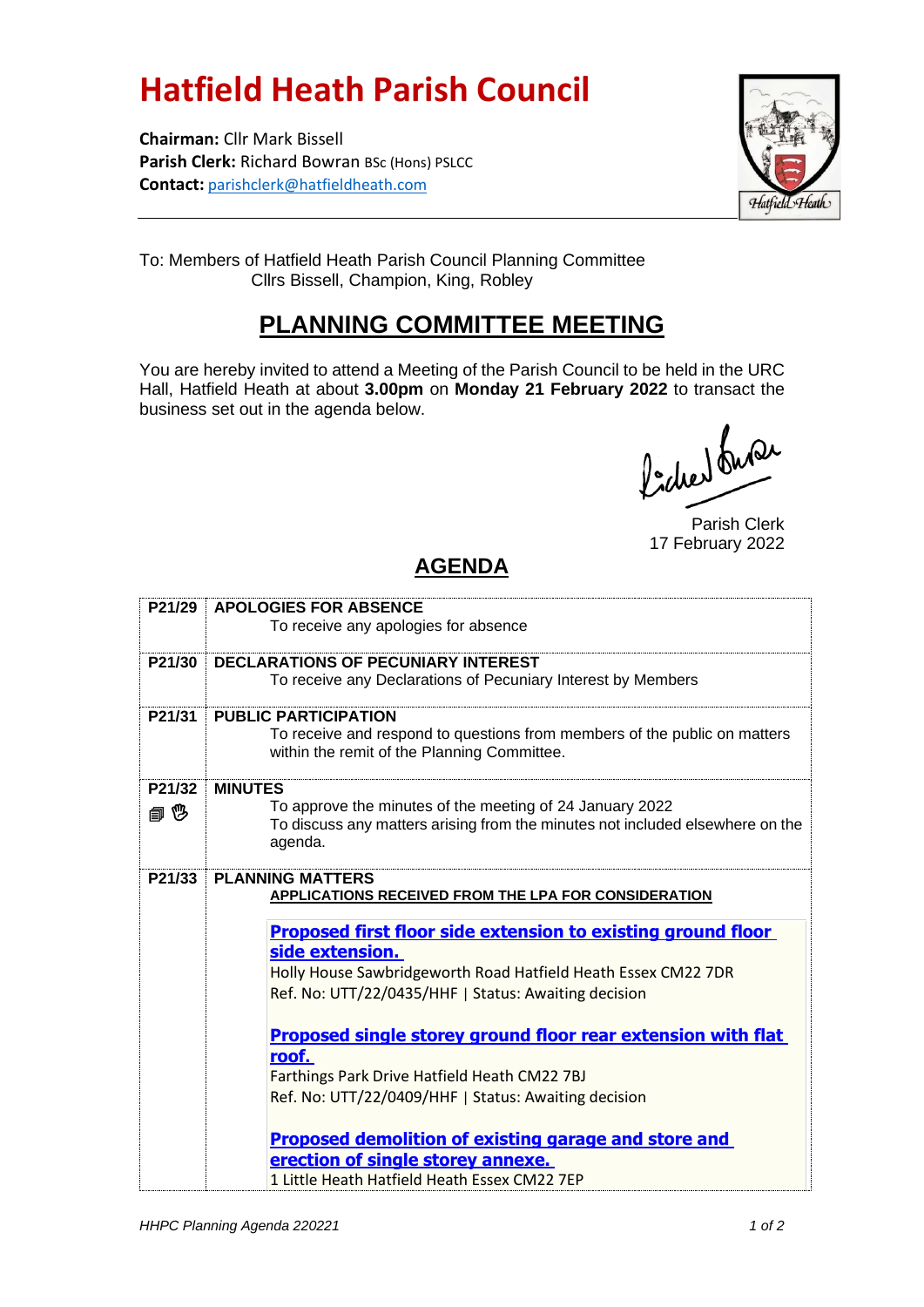# Hatfield Heath Parish Council

**Chairman:** Cllr Mark Bissell
**Parish Clerk:** Richard Bowran BSc (Hons) PSLCC
**Contact:** parishclerk@hatfieldheath.com

To: Members of Hatfield Heath Parish Council Planning Committee
Cllrs Bissell, Champion, King, Robley

## PLANNING COMMITTEE MEETING

You are hereby invited to attend a Meeting of the Parish Council to be held in the URC Hall, Hatfield Heath at about **3.00pm** on **Monday 21 February 2022** to transact the business set out in the agenda below.

Parish Clerk
17 February 2022

## AGENDA

| | |
|---|---|
| **P21/29** | **APOLOGIES FOR ABSENCE**<br>To receive any apologies for absence |
| **P21/30** | **DECLARATIONS OF PECUNIARY INTEREST**<br>To receive any Declarations of Pecuniary Interest by Members |
| **P21/31** | **PUBLIC PARTICIPATION**<br>To receive and respond to questions from members of the public on matters within the remit of the Planning Committee. |
| **P21/32** 🗐 ✋ | **MINUTES**<br>To approve the minutes of the meeting of 24 January 2022<br>To discuss any matters arising from the minutes not included elsewhere on the agenda. |
| **P21/33** | **PLANNING MATTERS**<br>**APPLICATIONS RECEIVED FROM THE LPA FOR CONSIDERATION**<br><br>**Proposed first floor side extension to existing ground floor side extension.**<br>Holly House Sawbridgeworth Road Hatfield Heath Essex CM22 7DR<br>Ref. No: UTT/22/0435/HHF \| Status: Awaiting decision<br><br>**Proposed single storey ground floor rear extension with flat roof.**<br>Farthings Park Drive Hatfield Heath CM22 7BJ<br>Ref. No: UTT/22/0409/HHF \| Status: Awaiting decision<br><br>**Proposed demolition of existing garage and store and erection of single storey annexe.**<br>1 Little Heath Hatfield Heath Essex CM22 7EP |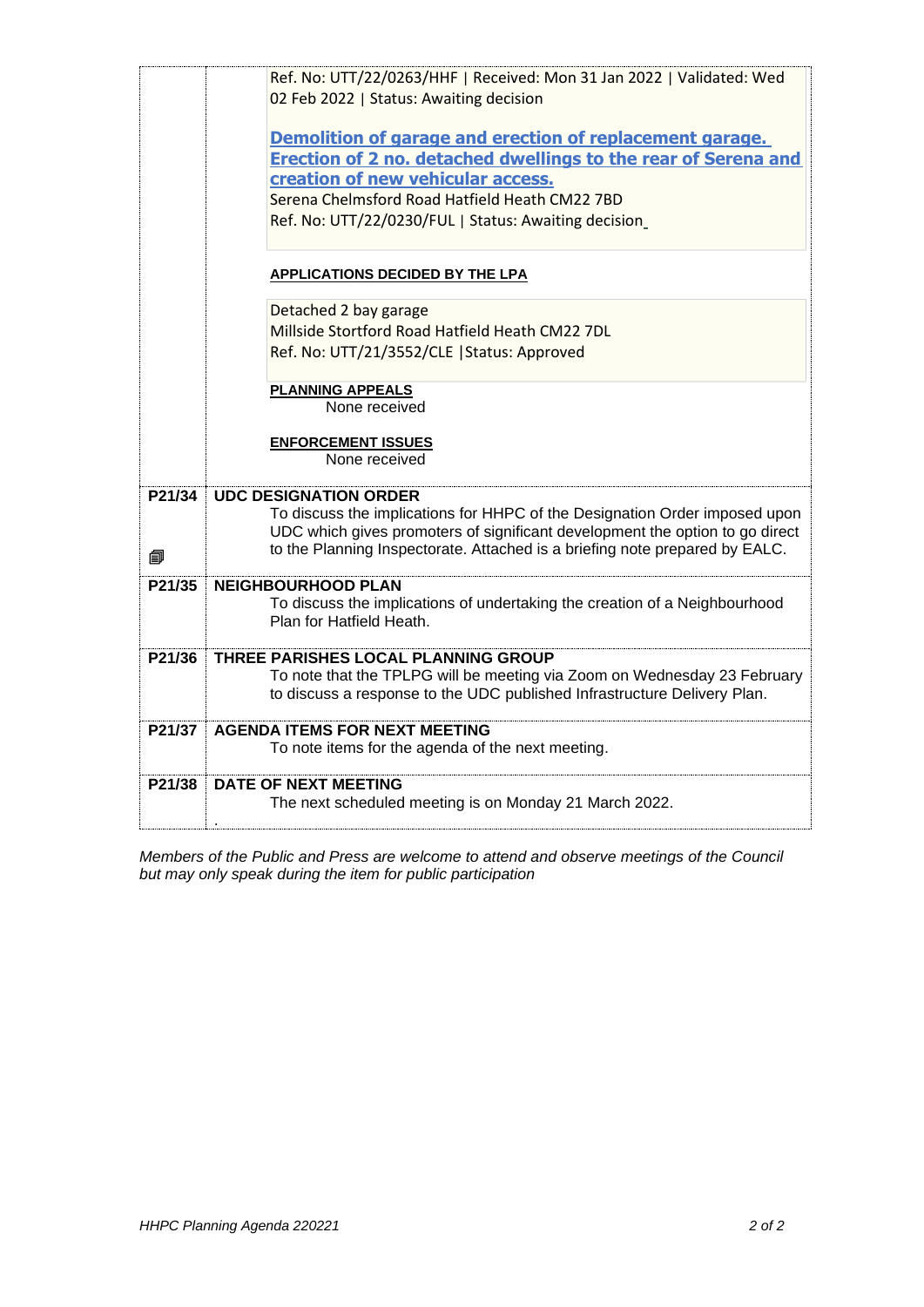| | |
|---|---|
| | Ref. No: UTT/22/0263/HHF \| Received: Mon 31 Jan 2022 \| Validated: Wed 02 Feb 2022 \| Status: Awaiting decision<br><br>**Demolition of garage and erection of replacement garage. Erection of 2 no. detached dwellings to the rear of Serena and creation of new vehicular access.**<br>Serena Chelmsford Road Hatfield Heath CM22 7BD<br>Ref. No: UTT/22/0230/FUL \| Status: Awaiting decision<br><br>**APPLICATIONS DECIDED BY THE LPA**<br><br>Detached 2 bay garage<br>Millside Stortford Road Hatfield Heath CM22 7DL<br>Ref. No: UTT/21/3552/CLE \|Status: Approved<br><br>**PLANNING APPEALS**<br>None received<br><br>**ENFORCEMENT ISSUES**<br>None received |
| **P21/34**<br><br>🗐 | **UDC DESIGNATION ORDER**<br>To discuss the implications for HHPC of the Designation Order imposed upon UDC which gives promoters of significant development the option to go direct to the Planning Inspectorate. Attached is a briefing note prepared by EALC. |
| **P21/35** | **NEIGHBOURHOOD PLAN**<br>To discuss the implications of undertaking the creation of a Neighbourhood Plan for Hatfield Heath. |
| **P21/36** | **THREE PARISHES LOCAL PLANNING GROUP**<br>To note that the TPLPG will be meeting via Zoom on Wednesday 23 February to discuss a response to the UDC published Infrastructure Delivery Plan. |
| **P21/37** | **AGENDA ITEMS FOR NEXT MEETING**<br>To note items for the agenda of the next meeting. |
| **P21/38** | **DATE OF NEXT MEETING**<br>The next scheduled meeting is on Monday 21 March 2022. |

*Members of the Public and Press are welcome to attend and observe meetings of the Council but may only speak during the item for public participation*